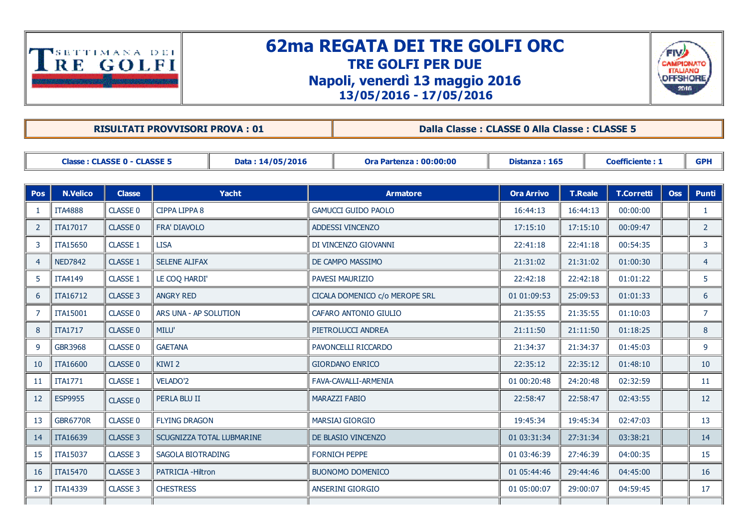# 62ma REGATA DEI TRE GOLFI ORC

## TRE GOLFI PER DUE

## Napoli, venerdì 13 maggio 2016

### 13/05/2016 - 17/05/2016

| RISULTATI PROVVISORI PROVA : 01 | Dalla Classe : CLASSE 0 Alla Classe : CLASSE 5 |
|---|---|

| Classe : CLASSE 0 - CLASSE 5 | Data : 14/05/2016 | Ora Partenza : 00:00:00 | Distanza : 165 | Coefficiente : 1 | GPH |
|---|---|---|---|---|---|

| Pos | N.Velico | Classe | Yacht | Armatore | Ora Arrivo | T.Reale | T.Corretti | Oss | Punti |
|---|---|---|---|---|---|---|---|---|---|
| 1 | ITA4888 | CLASSE 0 | CIPPA LIPPA 8 | GAMUCCI GUIDO PAOLO | 16:44:13 | 16:44:13 | 00:00:00 | | 1 |
| 2 | ITA17017 | CLASSE 0 | FRA' DIAVOLO | ADDESSI VINCENZO | 17:15:10 | 17:15:10 | 00:09:47 | | 2 |
| 3 | ITA15650 | CLASSE 1 | LISA | DI VINCENZO GIOVANNI | 22:41:18 | 22:41:18 | 00:54:35 | | 3 |
| 4 | NED7842 | CLASSE 1 | SELENE ALIFAX | DE CAMPO MASSIMO | 21:31:02 | 21:31:02 | 01:00:30 | | 4 |
| 5 | ITA4149 | CLASSE 1 | LE COQ HARDI' | PAVESI MAURIZIO | 22:42:18 | 22:42:18 | 01:01:22 | | 5 |
| 6 | ITA16712 | CLASSE 3 | ANGRY RED | CICALA DOMENICO c/o MEROPE SRL | 01 01:09:53 | 25:09:53 | 01:01:33 | | 6 |
| 7 | ITA15001 | CLASSE 0 | ARS UNA - AP SOLUTION | CAFARO ANTONIO GIULIO | 21:35:55 | 21:35:55 | 01:10:03 | | 7 |
| 8 | ITA1717 | CLASSE 0 | MILU' | PIETROLUCCI ANDREA | 21:11:50 | 21:11:50 | 01:18:25 | | 8 |
| 9 | GBR3968 | CLASSE 0 | GAETANA | PAVONCELLI RICCARDO | 21:34:37 | 21:34:37 | 01:45:03 | | 9 |
| 10 | ITA16600 | CLASSE 0 | KIWI 2 | GIORDANO ENRICO | 22:35:12 | 22:35:12 | 01:48:10 | | 10 |
| 11 | ITA1771 | CLASSE 1 | VELADO'2 | FAVA-CAVALLI-ARMENIA | 01 00:20:48 | 24:20:48 | 02:32:59 | | 11 |
| 12 | ESP9955 | CLASSE 0 | PERLA BLU II | MARAZZI FABIO | 22:58:47 | 22:58:47 | 02:43:55 | | 12 |
| 13 | GBR6770R | CLASSE 0 | FLYING DRAGON | MARSIAJ GIORGIO | 19:45:34 | 19:45:34 | 02:47:03 | | 13 |
| 14 | ITA16639 | CLASSE 3 | SCUGNIZZA TOTAL LUBMARINE | DE BLASIO VINCENZO | 01 03:31:34 | 27:31:34 | 03:38:21 | | 14 |
| 15 | ITA15037 | CLASSE 3 | SAGOLA BIOTRADING | FORNICH PEPPE | 01 03:46:39 | 27:46:39 | 04:00:35 | | 15 |
| 16 | ITA15470 | CLASSE 3 | PATRICIA -Hiltron | BUONOMO DOMENICO | 01 05:44:46 | 29:44:46 | 04:45:00 | | 16 |
| 17 | ITA14339 | CLASSE 3 | CHESTRESS | ANSERINI GIORGIO | 01 05:00:07 | 29:00:07 | 04:59:45 | | 17 |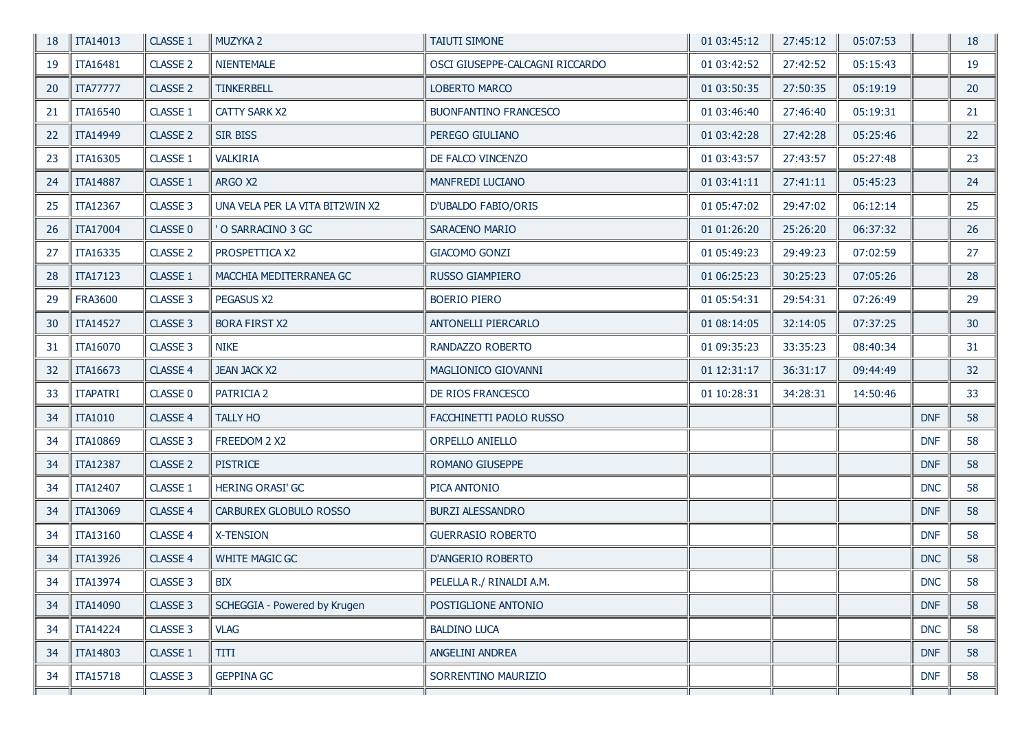| | | | | | | | | | |
|---|---|---|---|---|---|---|---|---|---|
| 18 | ITA14013 | CLASSE 1 | MUZYKA 2 | TAIUTI SIMONE | 01 03:45:12 | 27:45:12 | 05:07:53 | | 18 |
| 19 | ITA16481 | CLASSE 2 | NIENTEMALE | OSCI GIUSEPPE-CALCAGNI RICCARDO | 01 03:42:52 | 27:42:52 | 05:15:43 | | 19 |
| 20 | ITA77777 | CLASSE 2 | TINKERBELL | LOBERTO MARCO | 01 03:50:35 | 27:50:35 | 05:19:19 | | 20 |
| 21 | ITA16540 | CLASSE 1 | CATTY SARK X2 | BUONFANTINO FRANCESCO | 01 03:46:40 | 27:46:40 | 05:19:31 | | 21 |
| 22 | ITA14949 | CLASSE 2 | SIR BISS | PEREGO GIULIANO | 01 03:42:28 | 27:42:28 | 05:25:46 | | 22 |
| 23 | ITA16305 | CLASSE 1 | VALKIRIA | DE FALCO VINCENZO | 01 03:43:57 | 27:43:57 | 05:27:48 | | 23 |
| 24 | ITA14887 | CLASSE 1 | ARGO X2 | MANFREDI LUCIANO | 01 03:41:11 | 27:41:11 | 05:45:23 | | 24 |
| 25 | ITA12367 | CLASSE 3 | UNA VELA PER LA VITA BIT2WIN X2 | D'UBALDO FABIO/ORIS | 01 05:47:02 | 29:47:02 | 06:12:14 | | 25 |
| 26 | ITA17004 | CLASSE 0 | ' O SARRACINO 3 GC | SARACENO MARIO | 01 01:26:20 | 25:26:20 | 06:37:32 | | 26 |
| 27 | ITA16335 | CLASSE 2 | PROSPETTICA X2 | GIACOMO GONZI | 01 05:49:23 | 29:49:23 | 07:02:59 | | 27 |
| 28 | ITA17123 | CLASSE 1 | MACCHIA MEDITERRANEA GC | RUSSO GIAMPIERO | 01 06:25:23 | 30:25:23 | 07:05:26 | | 28 |
| 29 | FRA3600 | CLASSE 3 | PEGASUS X2 | BOERIO PIERO | 01 05:54:31 | 29:54:31 | 07:26:49 | | 29 |
| 30 | ITA14527 | CLASSE 3 | BORA FIRST X2 | ANTONELLI PIERCARLO | 01 08:14:05 | 32:14:05 | 07:37:25 | | 30 |
| 31 | ITA16070 | CLASSE 3 | NIKE | RANDAZZO ROBERTO | 01 09:35:23 | 33:35:23 | 08:40:34 | | 31 |
| 32 | ITA16673 | CLASSE 4 | JEAN JACK X2 | MAGLIONICO GIOVANNI | 01 12:31:17 | 36:31:17 | 09:44:49 | | 32 |
| 33 | ITAPATRI | CLASSE 0 | PATRICIA 2 | DE RIOS FRANCESCO | 01 10:28:31 | 34:28:31 | 14:50:46 | | 33 |
| 34 | ITA1010 | CLASSE 4 | TALLY HO | FACCHINETTI PAOLO RUSSO | | | | DNF | 58 |
| 34 | ITA10869 | CLASSE 3 | FREEDOM 2 X2 | ORPELLO ANIELLO | | | | DNF | 58 |
| 34 | ITA12387 | CLASSE 2 | PISTRICE | ROMANO GIUSEPPE | | | | DNF | 58 |
| 34 | ITA12407 | CLASSE 1 | HERING ORASI' GC | PICA ANTONIO | | | | DNC | 58 |
| 34 | ITA13069 | CLASSE 4 | CARBUREX GLOBULO ROSSO | BURZI ALESSANDRO | | | | DNF | 58 |
| 34 | ITA13160 | CLASSE 4 | X-TENSION | GUERRASIO ROBERTO | | | | DNF | 58 |
| 34 | ITA13926 | CLASSE 4 | WHITE MAGIC GC | D'ANGERIO ROBERTO | | | | DNC | 58 |
| 34 | ITA13974 | CLASSE 3 | BIX | PELELLA R./ RINALDI A.M. | | | | DNC | 58 |
| 34 | ITA14090 | CLASSE 3 | SCHEGGIA - Powered by Krugen | POSTIGLIONE ANTONIO | | | | DNF | 58 |
| 34 | ITA14224 | CLASSE 3 | VLAG | BALDINO LUCA | | | | DNC | 58 |
| 34 | ITA14803 | CLASSE 1 | TITI | ANGELINI ANDREA | | | | DNF | 58 |
| 34 | ITA15718 | CLASSE 3 | GEPPINA GC | SORRENTINO MAURIZIO | | | | DNF | 58 |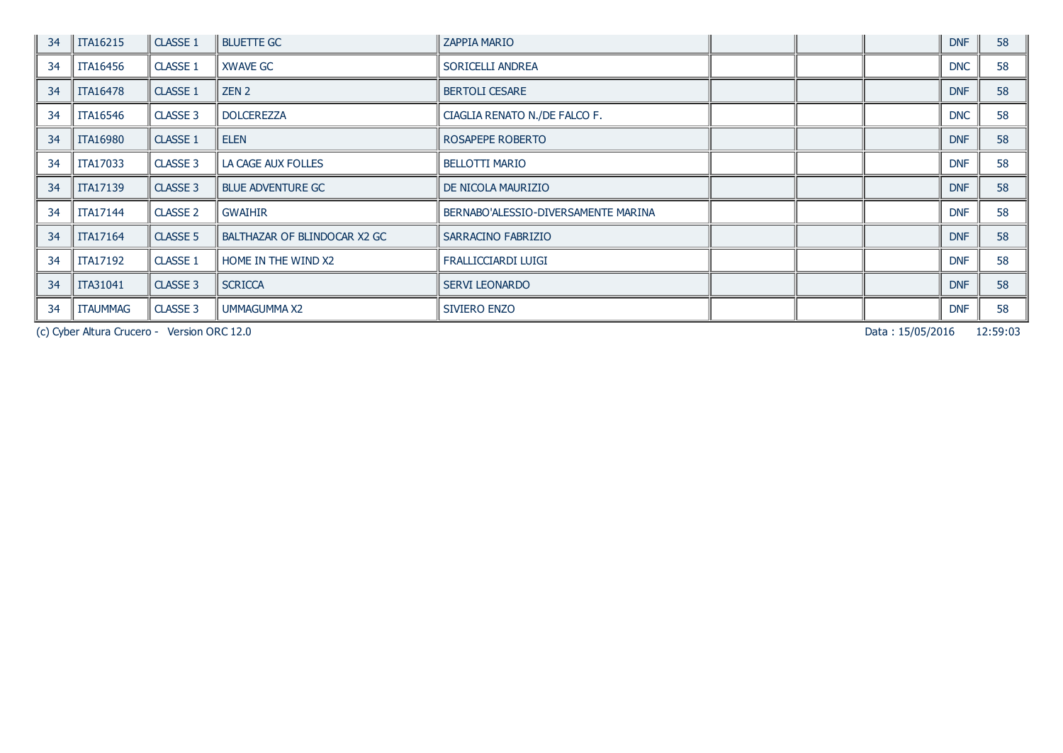| | | | | | | | | | |
|---|---|---|---|---|---|---|---|---|---|
| 34 | ITA16215 | CLASSE 1 | BLUETTE GC | ZAPPIA MARIO | | | | DNF | 58 |
| 34 | ITA16456 | CLASSE 1 | XWAVE GC | SORICELLI ANDREA | | | | DNC | 58 |
| 34 | ITA16478 | CLASSE 1 | ZEN 2 | BERTOLI CESARE | | | | DNF | 58 |
| 34 | ITA16546 | CLASSE 3 | DOLCEREZZA | CIAGLIA RENATO N./DE FALCO F. | | | | DNC | 58 |
| 34 | ITA16980 | CLASSE 1 | ELEN | ROSAPEPE ROBERTO | | | | DNF | 58 |
| 34 | ITA17033 | CLASSE 3 | LA CAGE AUX FOLLES | BELLOTTI MARIO | | | | DNF | 58 |
| 34 | ITA17139 | CLASSE 3 | BLUE ADVENTURE GC | DE NICOLA MAURIZIO | | | | DNF | 58 |
| 34 | ITA17144 | CLASSE 2 | GWAIHIR | BERNABO'ALESSIO-DIVERSAMENTE MARINA | | | | DNF | 58 |
| 34 | ITA17164 | CLASSE 5 | BALTHAZAR OF BLINDOCAR X2 GC | SARRACINO FABRIZIO | | | | DNF | 58 |
| 34 | ITA17192 | CLASSE 1 | HOME IN THE WIND X2 | FRALLICCIARDI LUIGI | | | | DNF | 58 |
| 34 | ITA31041 | CLASSE 3 | SCRICCA | SERVI LEONARDO | | | | DNF | 58 |
| 34 | ITAUMMAG | CLASSE 3 | UMMAGUMMA X2 | SIVIERO ENZO | | | | DNF | 58 |

(c) Cyber Altura Crucero - Version ORC 12.0 Data : 15/05/2016 12:59:03